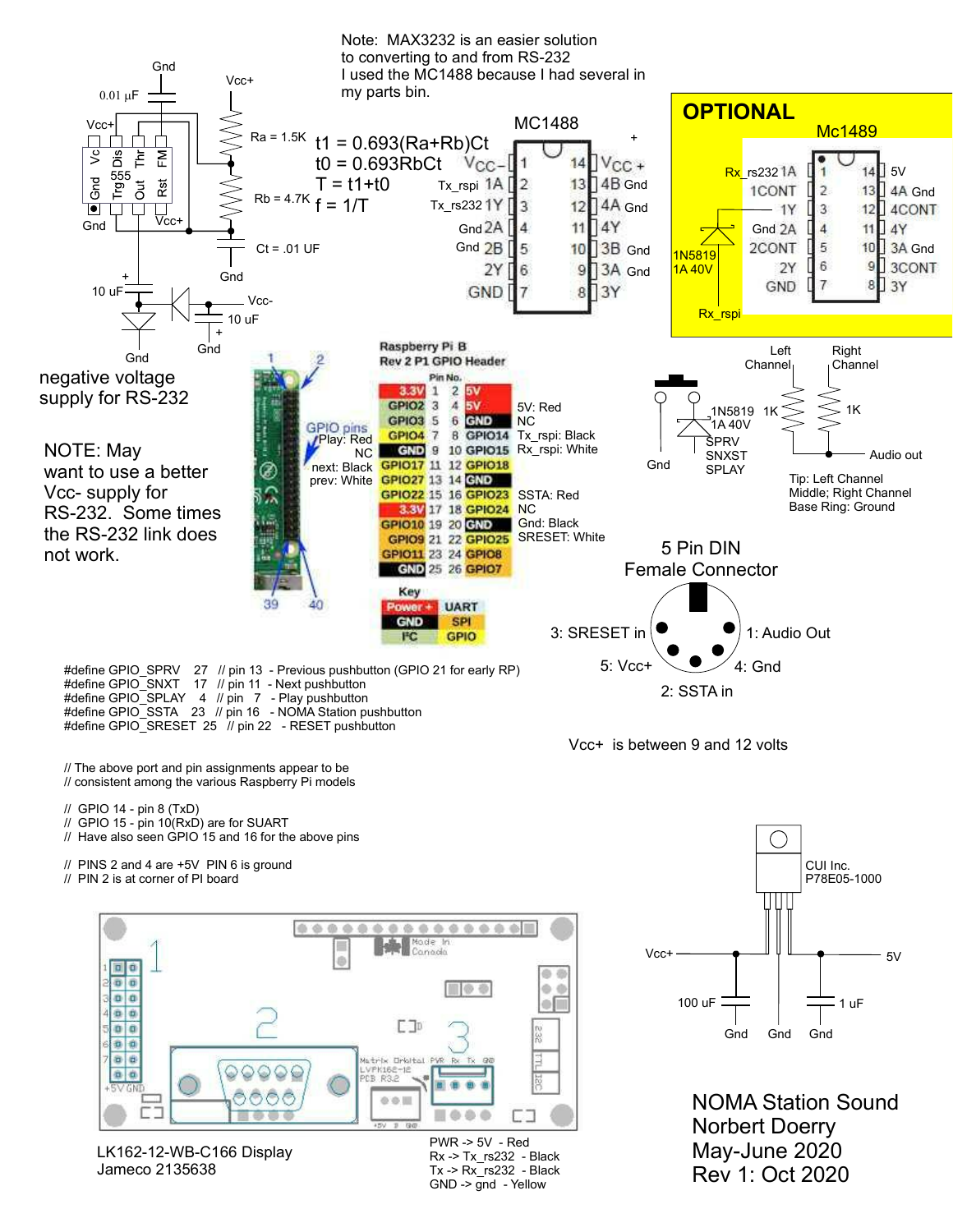Note: MAX3232 is an easier solution to converting to and from RS-232
I used the MC1488 because I had several in my parts bin.

$t1 = 0.693(Ra+Rb)Ct$

$t0 = 0.693RbCt$

$T = t1+t0$

$f = 1/T$

Ra = 1.5K

Rb = 4.7K

Ct = .01 UF

0.01 µF

555

negative voltage supply for RS-232

NOTE: May want to use a better Vcc- supply for RS-232. Some times the RS-232 link does not work.

MC1488

| Pin | Name | Pin | Name |
|---|---|---|---|
| 1 | Vcc- | 14 | Vcc+ |
| 2 | 1A Tx_rspi | 13 | 4B Gnd |
| 3 | 1Y Tx_rs232 | 12 | 4A Gnd |
| 4 | 2A Gnd | 11 | 4Y |
| 5 | 2B Gnd | 10 | 3B Gnd |
| 6 | 2Y | 9 | 3A Gnd |
| 7 | GND | 8 | 3Y |

## OPTIONAL

Mc1489

| Pin | Name | Pin | Name |
|---|---|---|---|
| 1 | 1A Rx_rs232 | 14 | 5V |
| 2 | 1CONT | 13 | 4A Gnd |
| 3 | 1Y | 12 | 4CONT |
| 4 | 2A Gnd | 11 | 4Y |
| 5 | 2CONT | 10 | 3A Gnd |
| 6 | 2Y | 9 | 3CONT |
| 7 | GND | 8 | 3Y |

1N5819 1A 40V

Rx_rspi

Raspberry Pi B
Rev 2 P1 GPIO Header

| Pin No. | | | |
|---|---|---|---|
| 3.3V | 1 | 2 | 5V |
| GPIO2 | 3 | 4 | 5V |
| GPIO3 | 5 | 6 | GND |
| GPIO4 | 7 | 8 | GPIO14 |
| GND | 9 | 10 | GPIO15 |
| GPIO17 | 11 | 12 | GPIO18 |
| GPIO27 | 13 | 14 | GND |
| GPIO22 | 15 | 16 | GPIO23 |
| 3.3V | 17 | 18 | GPIO24 |
| GPIO10 | 19 | 20 | GND |
| GPIO9 | 21 | 22 | GPIO25 |
| GPIO11 | 23 | 24 | GPIO8 |
| GND | 25 | 26 | GPIO7 |

Key: Power +, GND, I²C, UART, SPI, GPIO

GPIO pins
Play: Red
NC
next: Black
prev: White

5V: Red
NC
Tx_rspi: Black
Rx_rspi: White

SSTA: Red
NC
Gnd: Black
SRESET: White

Left Channel, Right Channel

1N5819 1A 40V, 1K, 1K

SPRV
SNXST
SPLAY

Gnd

Audio out

Tip: Left Channel
Middle; Right Channel
Base Ring: Ground

5 Pin DIN
Female Connector

3: SRESET in
1: Audio Out
5: Vcc+
4: Gnd
2: SSTA in

Vcc+ is between 9 and 12 volts

```
#define GPIO_SPRV    27   // pin 13  - Previous pushbutton (GPIO 21 for early RP)
#define GPIO_SNXT    17   // pin 11  - Next pushbutton
#define GPIO_SPLAY    4   // pin  7  - Play pushbutton
#define GPIO_SSTA    23   // pin 16  - NOMA Station pushbutton
#define GPIO_SRESET  25   // pin 22  - RESET pushbutton

// The above port and pin assignments appear to be
// consistent among the various Raspberry Pi models

// GPIO 14 - pin 8 (TxD)
// GPIO 15 - pin 10(RxD) are for SUART
// Have also seen GPIO 15 and 16 for the above pins

// PINS 2 and 4 are +5V  PIN 6 is ground
// PIN 2 is at corner of PI board
```

CUI Inc.
P78E05-1000

Vcc+, 5V, 100 uF, 1 uF, Gnd

LK162-12-WB-C166 Display
Jameco 2135638

PWR -> 5V - Red
Rx -> Tx_rs232 - Black
Tx -> Rx_rs232 - Black
GND -> gnd - Yellow

NOMA Station Sound
Norbert Doerry
May-June 2020
Rev 1: Oct 2020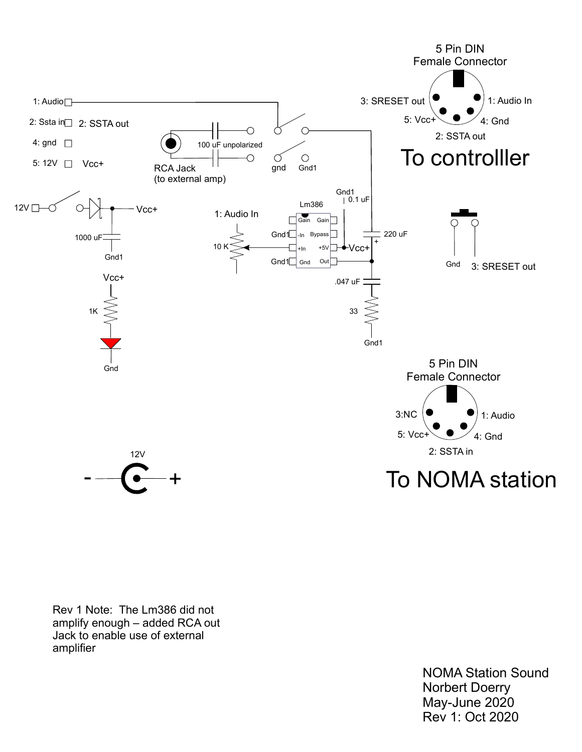5 Pin DIN
Female Connector

1: Audio
2: Ssta in 2: SSTA out
4: gnd
5: 12V Vcc+

3: SRESET out
1: Audio In
5: Vcc+
4: Gnd
2: SSTA out

To controlller

100 uF unpolarized
RCA Jack
(to external amp)
gnd
Gnd1

12V
Vcc+
1000 uF
Gnd1

Gnd1
0.1 uF
Lm386
Gain
Gain
1: Audio In
Gnd1
-In
Bypass
220 uF
10 K
+In
+5V
Vcc+
Gnd1
Gnd
Out

Gnd
3: SRESET out

Vcc+
1K
Gnd

.047 uF
33
Gnd1

5 Pin DIN
Female Connector

3:NC
1: Audio
5: Vcc+
4: Gnd
2: SSTA in

To NOMA station

12V
- +

Rev 1 Note: The Lm386 did not amplify enough – added RCA out Jack to enable use of external amplifier

NOMA Station Sound
Norbert Doerry
May-June 2020
Rev 1: Oct 2020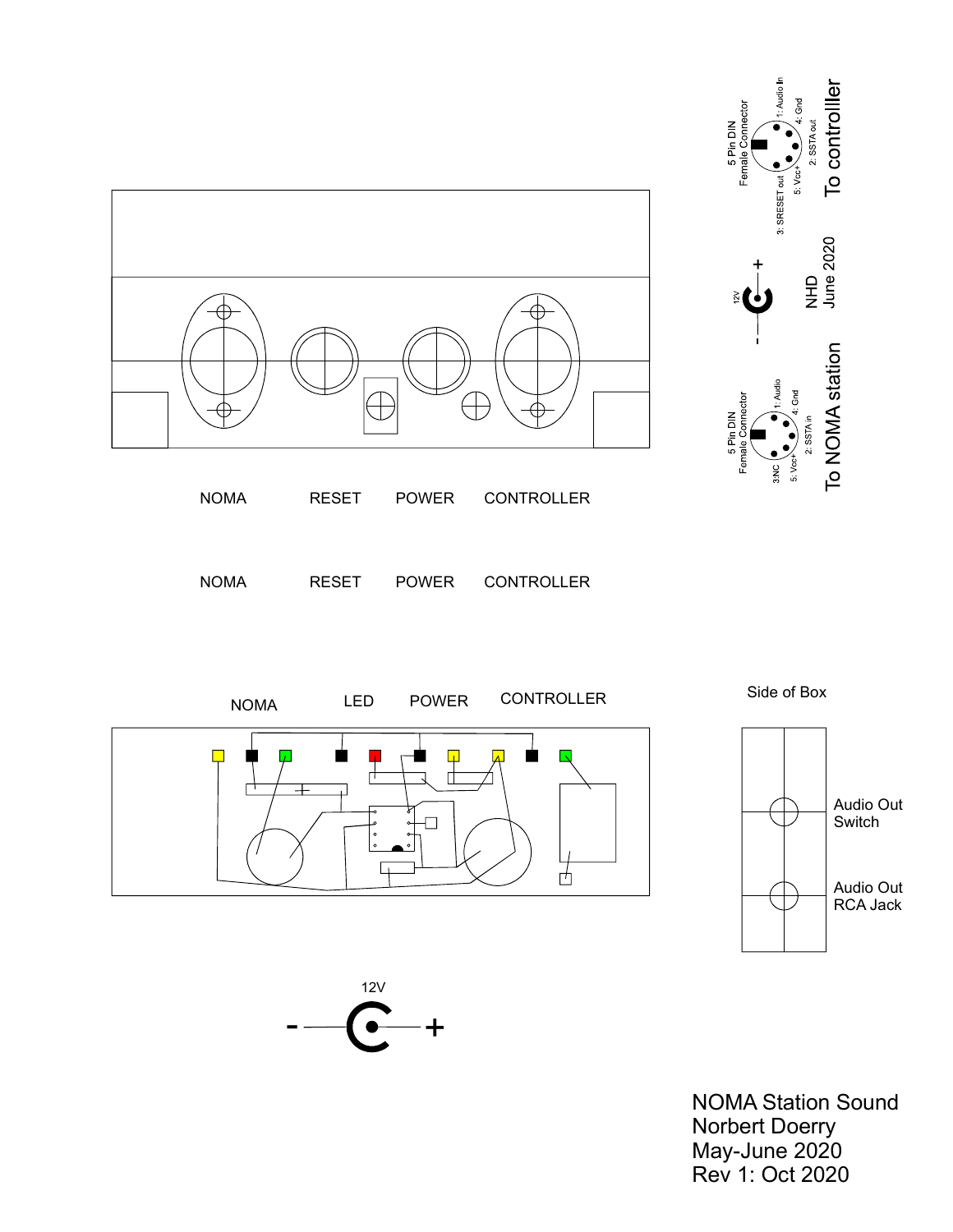5 Pin DIN
Female Connector

1: Audio In
4: Gnd
2: SSTA out
5: Vcc+
3: SRESET out

To controlller

12V

\- +

NHD
June 2020

5 Pin DIN
Female Connector

1: Audio
4: Gnd
2: SSTA in
5: Vcc+
3:NC

To NOMA station

NOMA RESET POWER CONTROLLER

NOMA RESET POWER CONTROLLER

NOMA LED POWER CONTROLLER

Side of Box

Audio Out
Switch

Audio Out
RCA Jack

12V

\- +

NOMA Station Sound
Norbert Doerry
May-June 2020
Rev 1: Oct 2020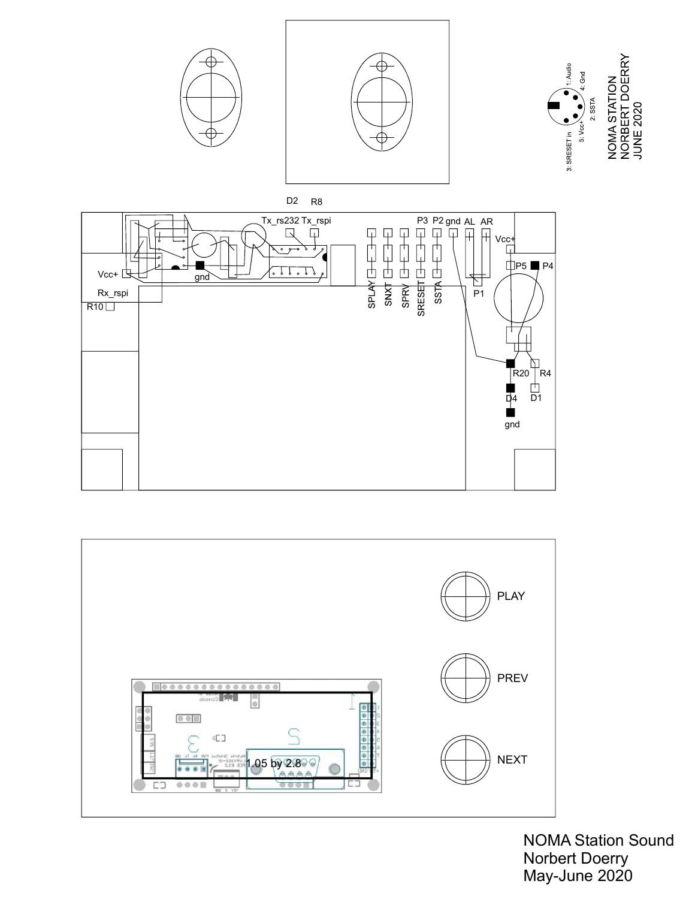1: Audio
4: Gnd
2: SSTA
5: Vcc+
3: SRESET in

NOMA STATION
NORBERT DOERRY
JUNE 2020

D2 R8

Tx_rs232 Tx_rspi

P3 P2 gnd AL AR

Vcc+

P5 P4

Vcc+

gnd

Rx_rspi

R10

SPLAY SNXT SPRV SRESET SSTA

P1

R20 R4

D4 D1

gnd

PLAY

PREV

NEXT

1.05 by 2.8

NOMA Station Sound
Norbert Doerry
May-June 2020